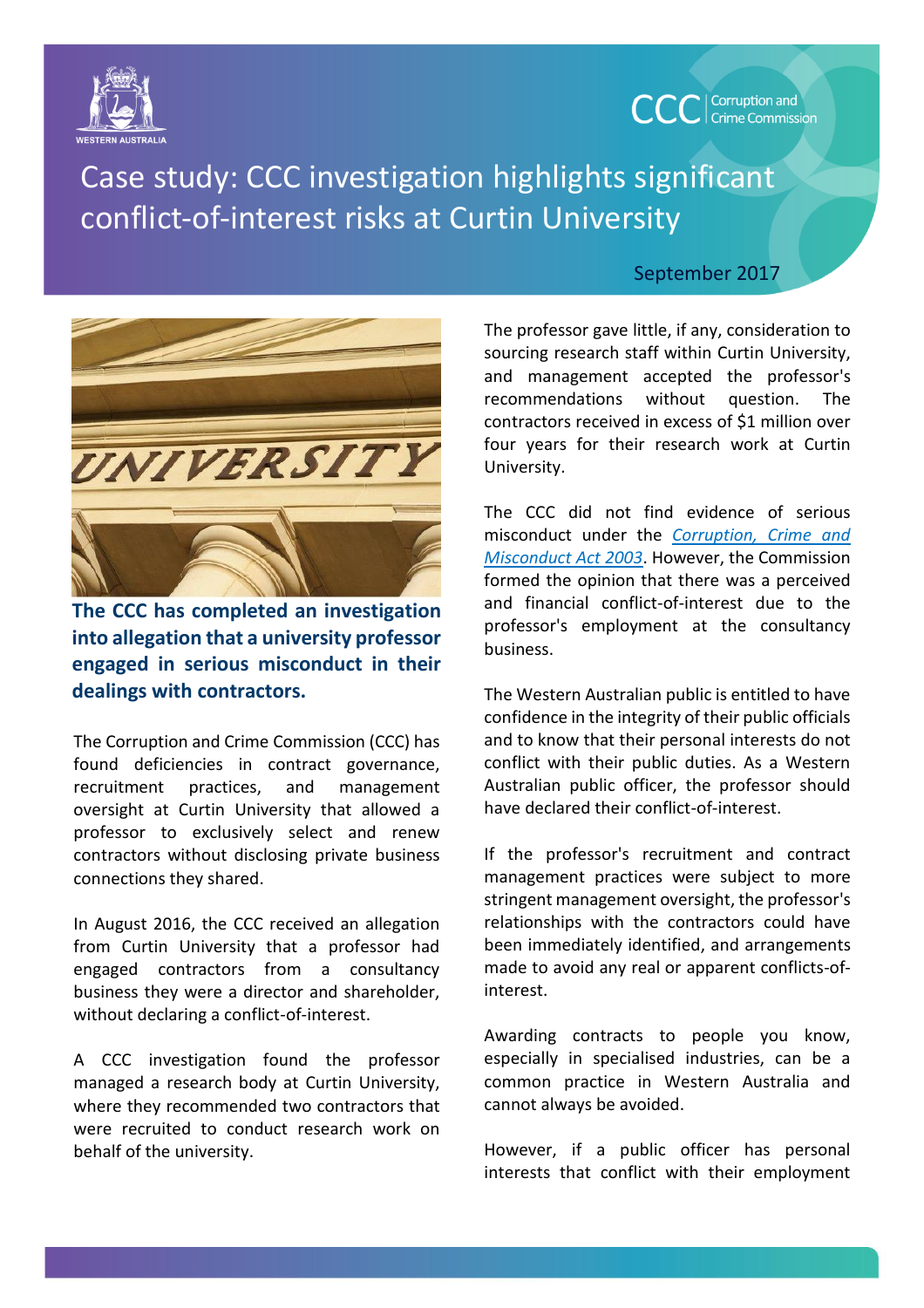# Case study: CCC investigation highlights significant conflict-of-interest risks at Curtin University

September 2017

**The CCC has completed an investigation into allegation that a university professor engaged in serious misconduct in their dealings with contractors.**

The Corruption and Crime Commission (CCC) has found deficiencies in contract governance, recruitment practices, and management oversight at Curtin University that allowed a professor to exclusively select and renew contractors without disclosing private business connections they shared.

In August 2016, the CCC received an allegation from Curtin University that a professor had engaged contractors from a consultancy business they were a director and shareholder, without declaring a conflict-of-interest.

A CCC investigation found the professor managed a research body at Curtin University, where they recommended two contractors that were recruited to conduct research work on behalf of the university.

The professor gave little, if any, consideration to sourcing research staff within Curtin University, and management accepted the professor's recommendations without question. The contractors received in excess of $1 million over four years for their research work at Curtin University.

The CCC did not find evidence of serious misconduct under the *Corruption, Crime and Misconduct Act 2003*. However, the Commission formed the opinion that there was a perceived and financial conflict-of-interest due to the professor's employment at the consultancy business.

The Western Australian public is entitled to have confidence in the integrity of their public officials and to know that their personal interests do not conflict with their public duties. As a Western Australian public officer, the professor should have declared their conflict-of-interest.

If the professor's recruitment and contract management practices were subject to more stringent management oversight, the professor's relationships with the contractors could have been immediately identified, and arrangements made to avoid any real or apparent conflicts-of-interest.

Awarding contracts to people you know, especially in specialised industries, can be a common practice in Western Australia and cannot always be avoided.

However, if a public officer has personal interests that conflict with their employment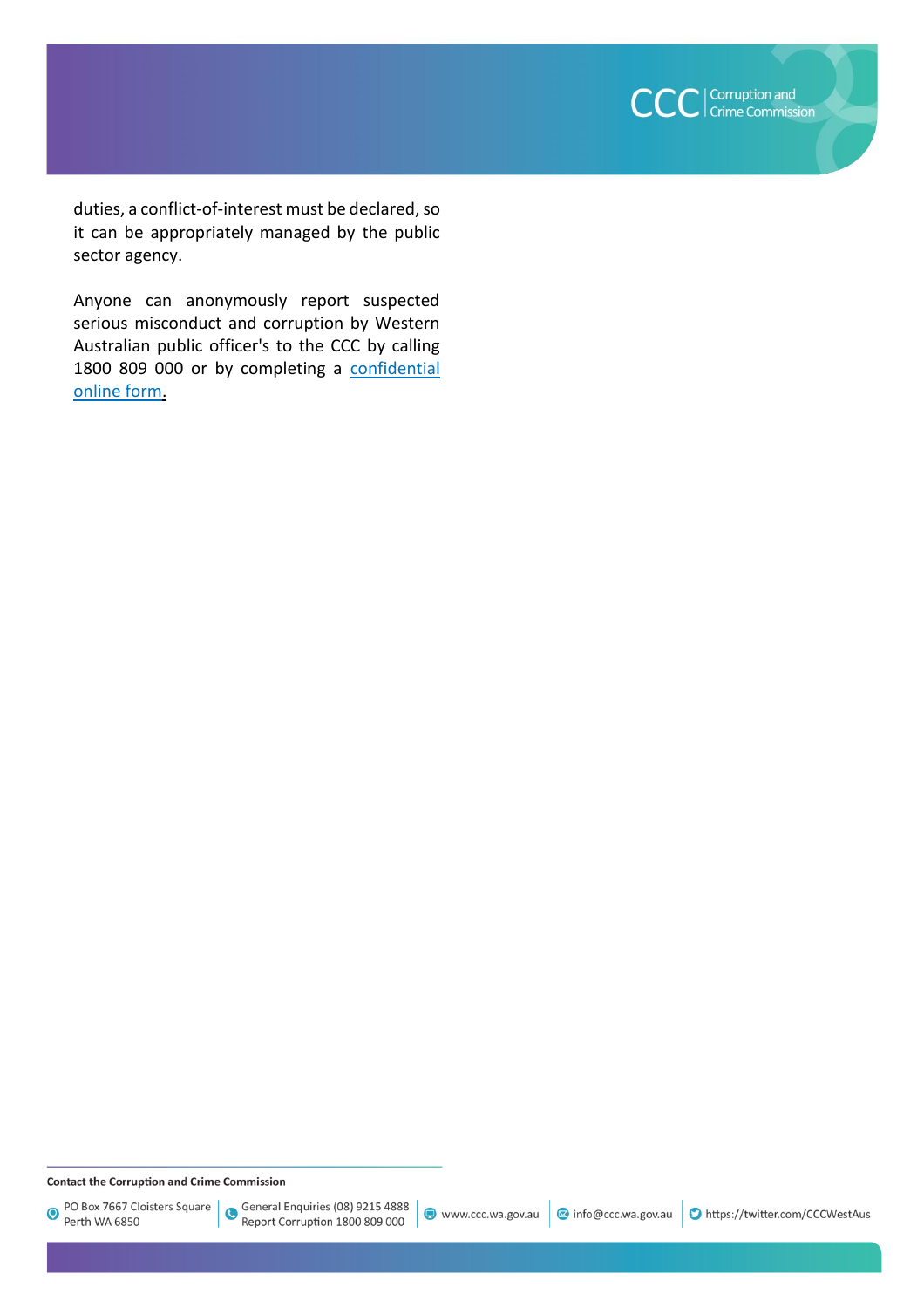duties, a conflict-of-interest must be declared, so it can be appropriately managed by the public sector agency.

Anyone can anonymously report suspected serious misconduct and corruption by Western Australian public officer's to the CCC by calling 1800 809 000 or by completing a confidential online form.